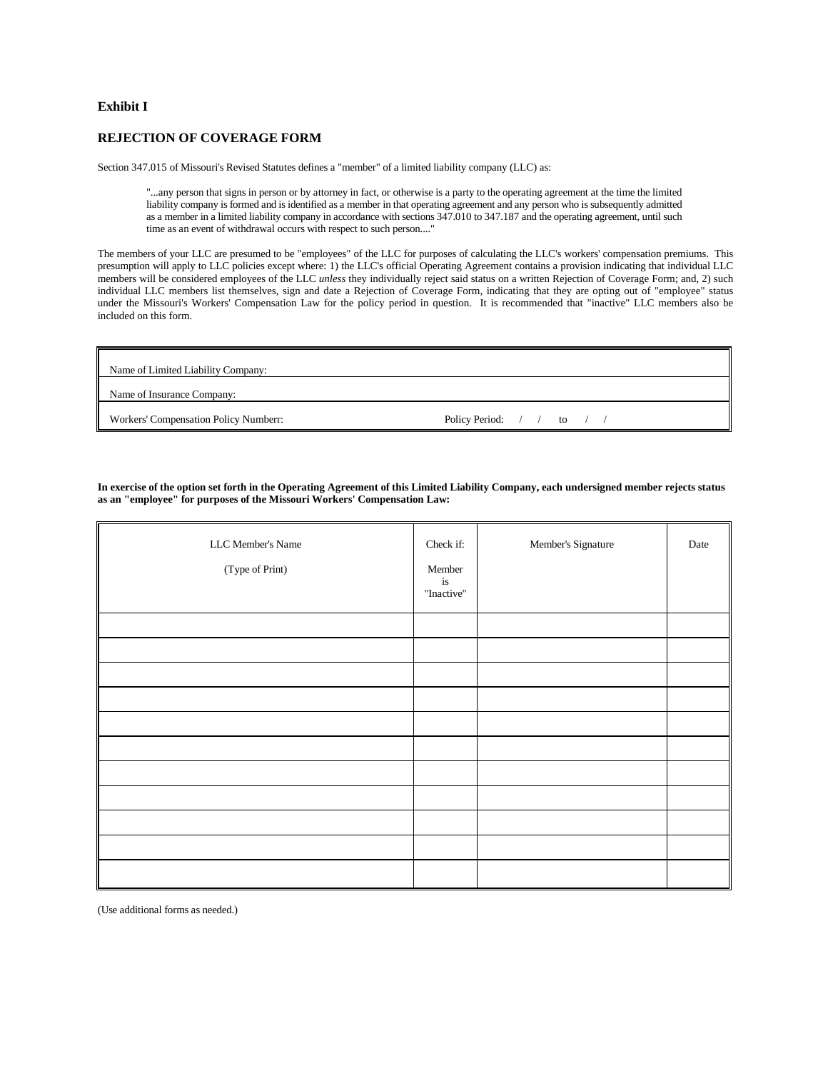**Exhibit I**

## REJECTION OF COVERAGE FORM

Section 347.015 of Missouri's Revised Statutes defines a "member" of a limited liability company (LLC) as:

> "...any person that signs in person or by attorney in fact, or otherwise is a party to the operating agreement at the time the limited liability company is formed and is identified as a member in that operating agreement and any person who is subsequently admitted as a member in a limited liability company in accordance with sections 347.010 to 347.187 and the operating agreement, until such time as an event of withdrawal occurs with respect to such person...."

The members of your LLC are presumed to be "employees" of the LLC for purposes of calculating the LLC's workers' compensation premiums. This presumption will apply to LLC policies except where: 1) the LLC's official Operating Agreement contains a provision indicating that individual LLC members will be considered employees of the LLC *unless* they individually reject said status on a written Rejection of Coverage Form; and, 2) such individual LLC members list themselves, sign and date a Rejection of Coverage Form, indicating that they are opting out of "employee" status under the Missouri's Workers' Compensation Law for the policy period in question. It is recommended that "inactive" LLC members also be included on this form.

| | |
|---|---|
| Name of Limited Liability Company: | |
| Name of Insurance Company: | |
| Workers' Compensation Policy Numberr: | Policy Period: / / to / / |

**In exercise of the option set forth in the Operating Agreement of this Limited Liability Company, each undersigned member rejects status as an "employee" for purposes of the Missouri Workers' Compensation Law:**

| LLC Member's Name (Type of Print) | Check if: Member is "Inactive" | Member's Signature | Date |
|---|---|---|---|
| | | | |
| | | | |
| | | | |
| | | | |
| | | | |
| | | | |
| | | | |
| | | | |
| | | | |
| | | | |
| | | | |

(Use additional forms as needed.)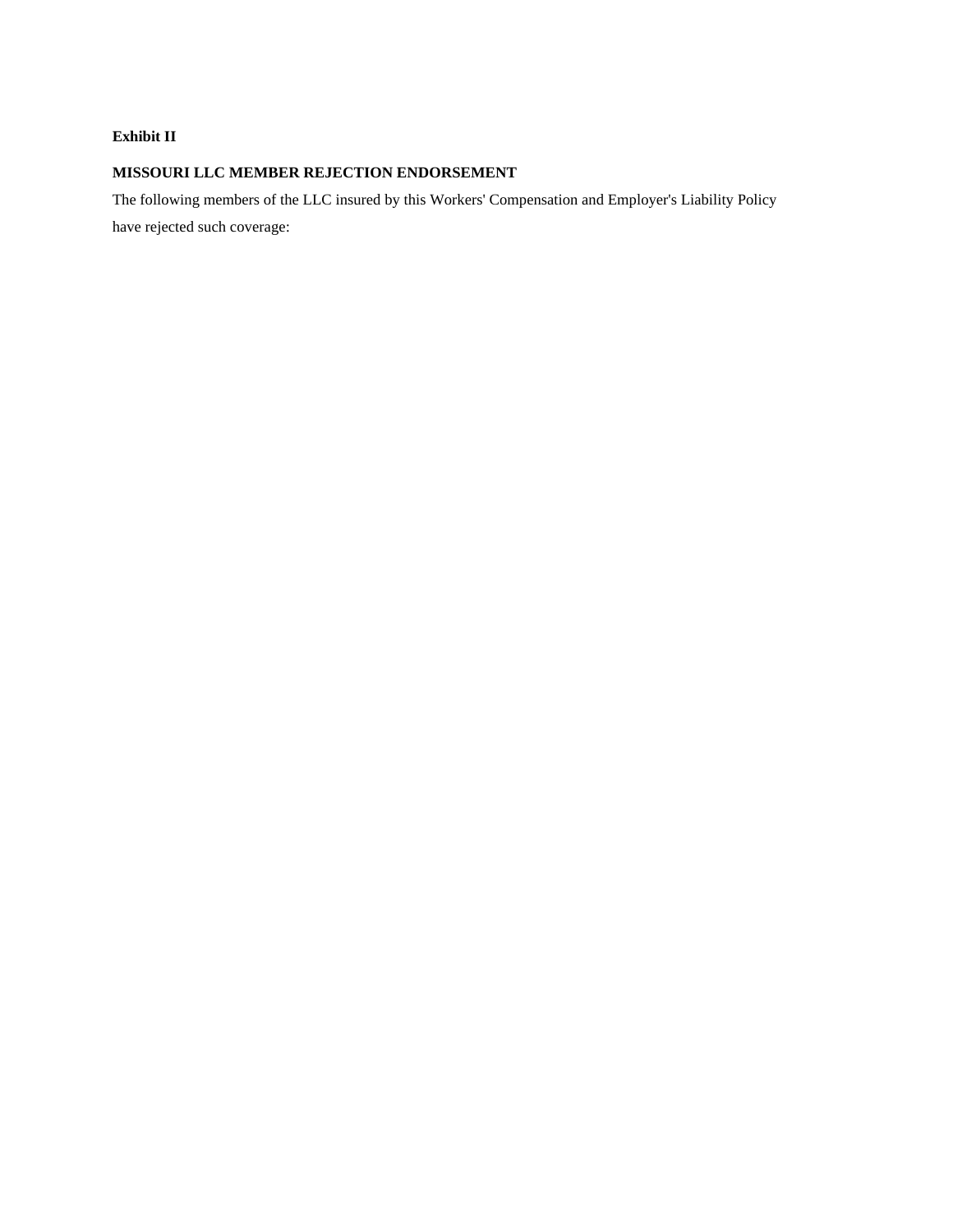**Exhibit II**

**MISSOURI LLC MEMBER REJECTION ENDORSEMENT**

The following members of the LLC insured by this Workers' Compensation and Employer's Liability Policy have rejected such coverage: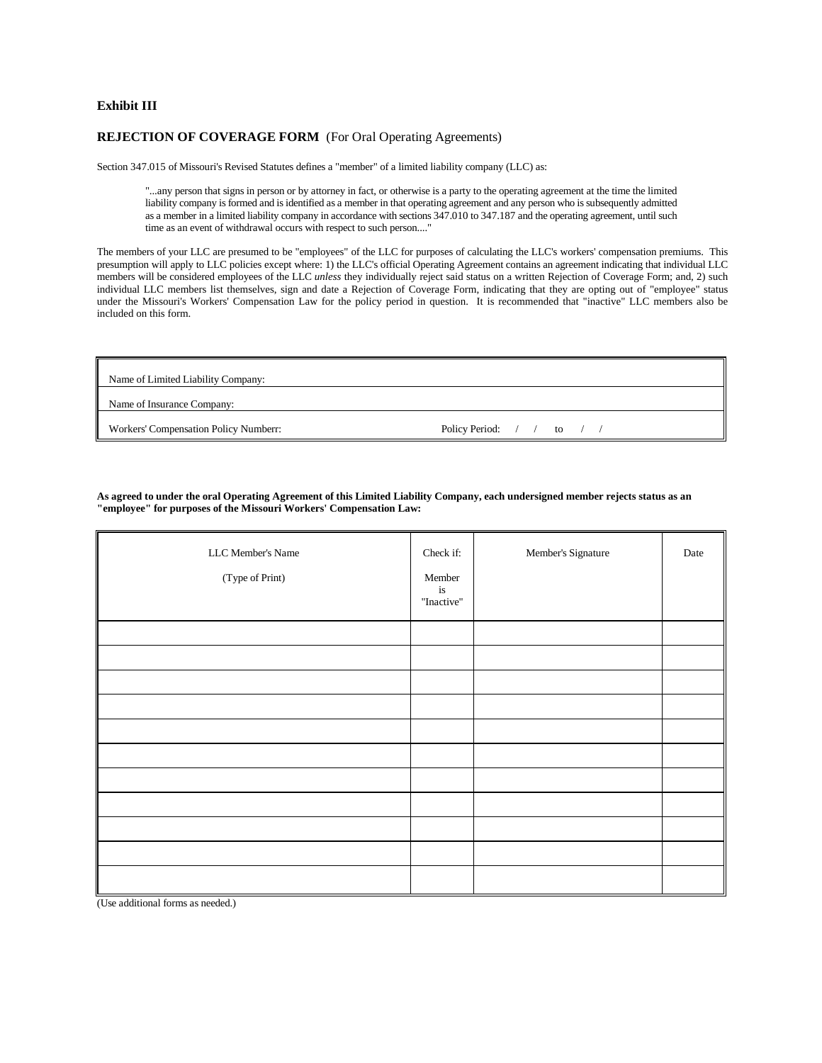**Exhibit III**

**REJECTION OF COVERAGE FORM** (For Oral Operating Agreements)

Section 347.015 of Missouri's Revised Statutes defines a "member" of a limited liability company (LLC) as:

> "...any person that signs in person or by attorney in fact, or otherwise is a party to the operating agreement at the time the limited liability company is formed and is identified as a member in that operating agreement and any person who is subsequently admitted as a member in a limited liability company in accordance with sections 347.010 to 347.187 and the operating agreement, until such time as an event of withdrawal occurs with respect to such person...."

The members of your LLC are presumed to be "employees" of the LLC for purposes of calculating the LLC's workers' compensation premiums. This presumption will apply to LLC policies except where: 1) the LLC's official Operating Agreement contains an agreement indicating that individual LLC members will be considered employees of the LLC *unless* they individually reject said status on a written Rejection of Coverage Form; and, 2) such individual LLC members list themselves, sign and date a Rejection of Coverage Form, indicating that they are opting out of "employee" status under the Missouri's Workers' Compensation Law for the policy period in question. It is recommended that "inactive" LLC members also be included on this form.

| | |
|---|---|
| Name of Limited Liability Company: | |
| Name of Insurance Company: | |
| Workers' Compensation Policy Numberr: | Policy Period: / / to / / |

**As agreed to under the oral Operating Agreement of this Limited Liability Company, each undersigned member rejects status as an "employee" for purposes of the Missouri Workers' Compensation Law:**

| LLC Member's Name (Type of Print) | Check if: Member is "Inactive" | Member's Signature | Date |
|---|---|---|---|
| | | | |
| | | | |
| | | | |
| | | | |
| | | | |
| | | | |
| | | | |
| | | | |
| | | | |
| | | | |
| | | | |

(Use additional forms as needed.)